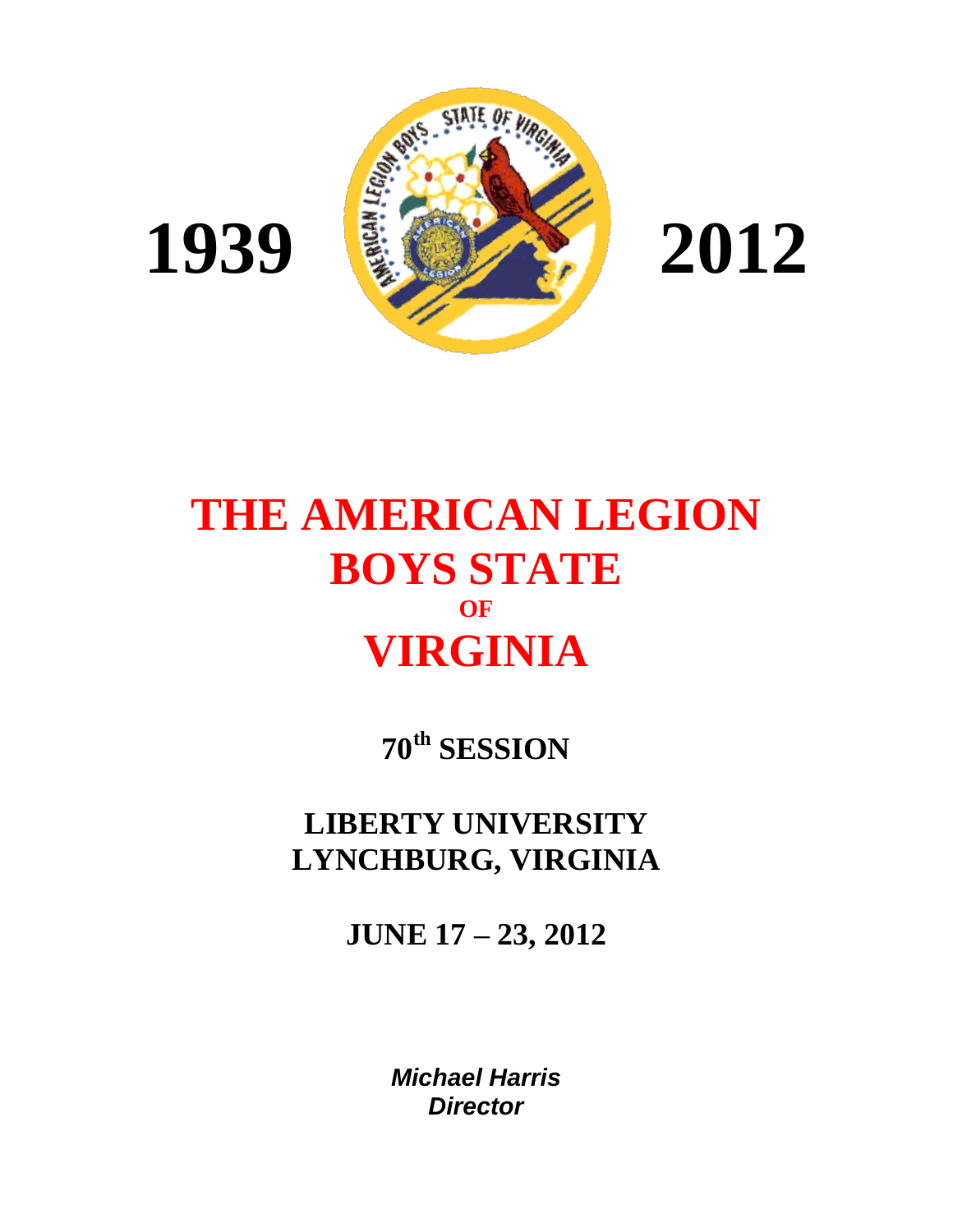1939 2012

# THE AMERICAN LEGION BOYS STATE OF VIRGINIA

## 70th SESSION

## LIBERTY UNIVERSITY LYNCHBURG, VIRGINIA

## JUNE 17 – 23, 2012

***Michael Harris***
***Director***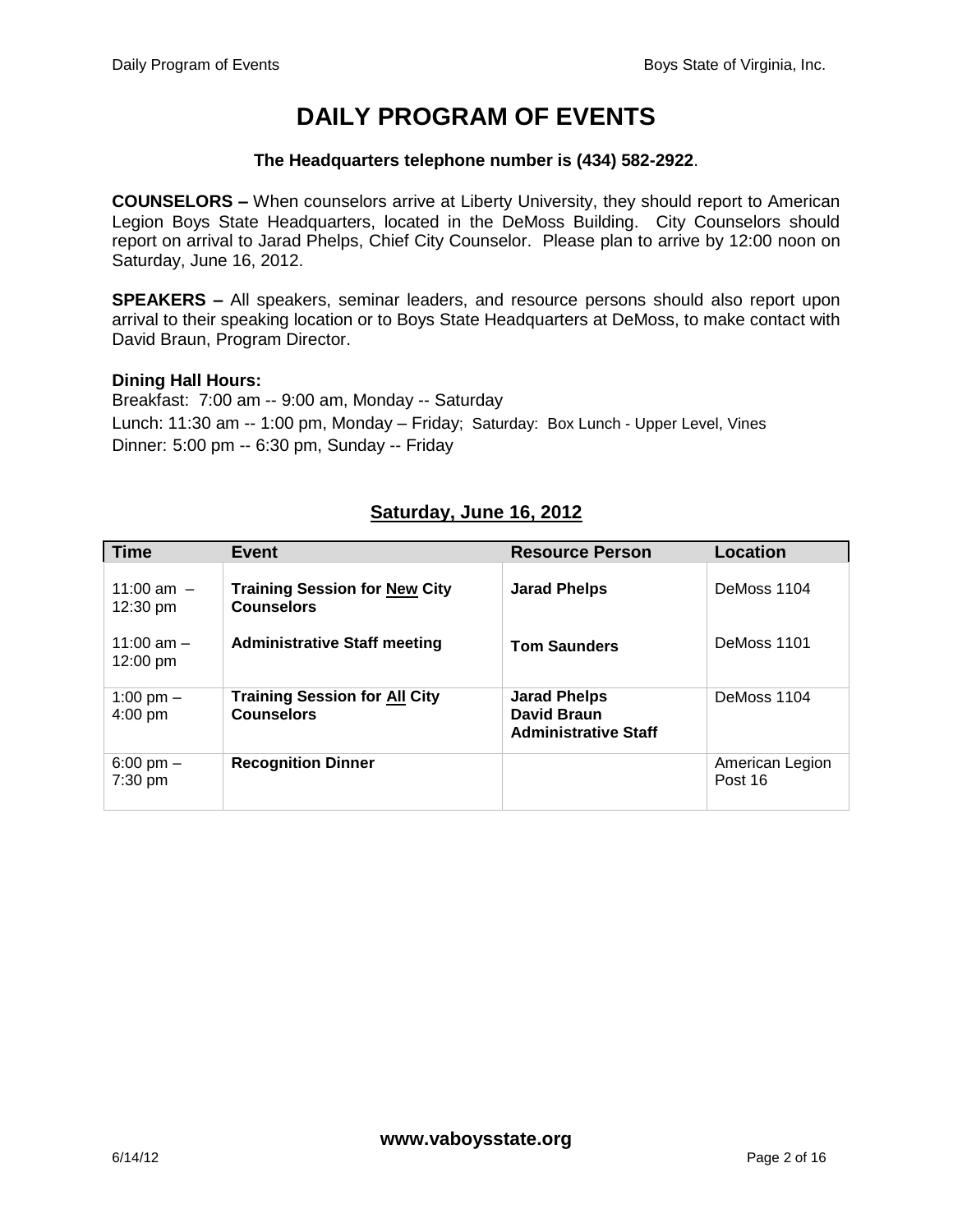# DAILY PROGRAM OF EVENTS

**The Headquarters telephone number is (434) 582-2922**.

**COUNSELORS –** When counselors arrive at Liberty University, they should report to American Legion Boys State Headquarters, located in the DeMoss Building. City Counselors should report on arrival to Jarad Phelps, Chief City Counselor. Please plan to arrive by 12:00 noon on Saturday, June 16, 2012.

**SPEAKERS –** All speakers, seminar leaders, and resource persons should also report upon arrival to their speaking location or to Boys State Headquarters at DeMoss, to make contact with David Braun, Program Director.

**Dining Hall Hours:**

Breakfast: 7:00 am -- 9:00 am, Monday -- Saturday
Lunch: 11:30 am -- 1:00 pm, Monday – Friday; Saturday: Box Lunch - Upper Level, Vines
Dinner: 5:00 pm -- 6:30 pm, Sunday -- Friday

## Saturday, June 16, 2012

| Time | Event | Resource Person | Location |
|---|---|---|---|
| 11:00 am – 12:30 pm | **Training Session for New City Counselors** | **Jarad Phelps** | DeMoss 1104 |
| 11:00 am – 12:00 pm | **Administrative Staff meeting** | **Tom Saunders** | DeMoss 1101 |
| 1:00 pm – 4:00 pm | **Training Session for All City Counselors** | **Jarad Phelps**<br>**David Braun**<br>**Administrative Staff** | DeMoss 1104 |
| 6:00 pm – 7:30 pm | **Recognition Dinner** | | American Legion Post 16 |

**www.vaboysstate.org**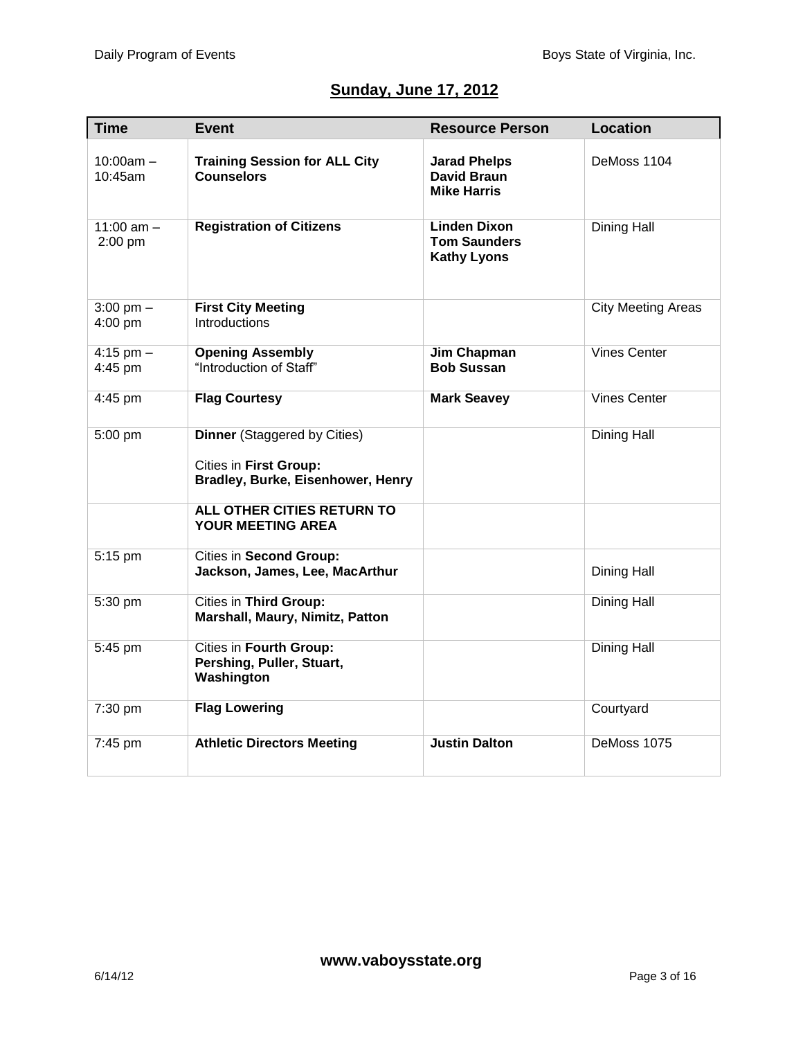## Sunday, June 17, 2012

| Time | Event | Resource Person | Location |
|---|---|---|---|
| 10:00am – 10:45am | **Training Session for ALL City Counselors** | **Jarad Phelps**<br>**David Braun**<br>**Mike Harris** | DeMoss 1104 |
| 11:00 am – 2:00 pm | **Registration of Citizens** | **Linden Dixon**<br>**Tom Saunders**<br>**Kathy Lyons** | Dining Hall |
| 3:00 pm – 4:00 pm | **First City Meeting**<br>Introductions | | City Meeting Areas |
| 4:15 pm – 4:45 pm | **Opening Assembly**<br>"Introduction of Staff" | **Jim Chapman**<br>**Bob Sussan** | Vines Center |
| 4:45 pm | **Flag Courtesy** | **Mark Seavey** | Vines Center |
| 5:00 pm | **Dinner** (Staggered by Cities)<br>Cities in **First Group:**<br>**Bradley, Burke, Eisenhower, Henry** | | Dining Hall |
| | **ALL OTHER CITIES RETURN TO YOUR MEETING AREA** | | |
| 5:15 pm | Cities in **Second Group:**<br>**Jackson, James, Lee, MacArthur** | | Dining Hall |
| 5:30 pm | Cities in **Third Group:**<br>**Marshall, Maury, Nimitz, Patton** | | Dining Hall |
| 5:45 pm | Cities in **Fourth Group:**<br>**Pershing, Puller, Stuart, Washington** | | Dining Hall |
| 7:30 pm | **Flag Lowering** | | Courtyard |
| 7:45 pm | **Athletic Directors Meeting** | **Justin Dalton** | DeMoss 1075 |

**www.vaboysstate.org**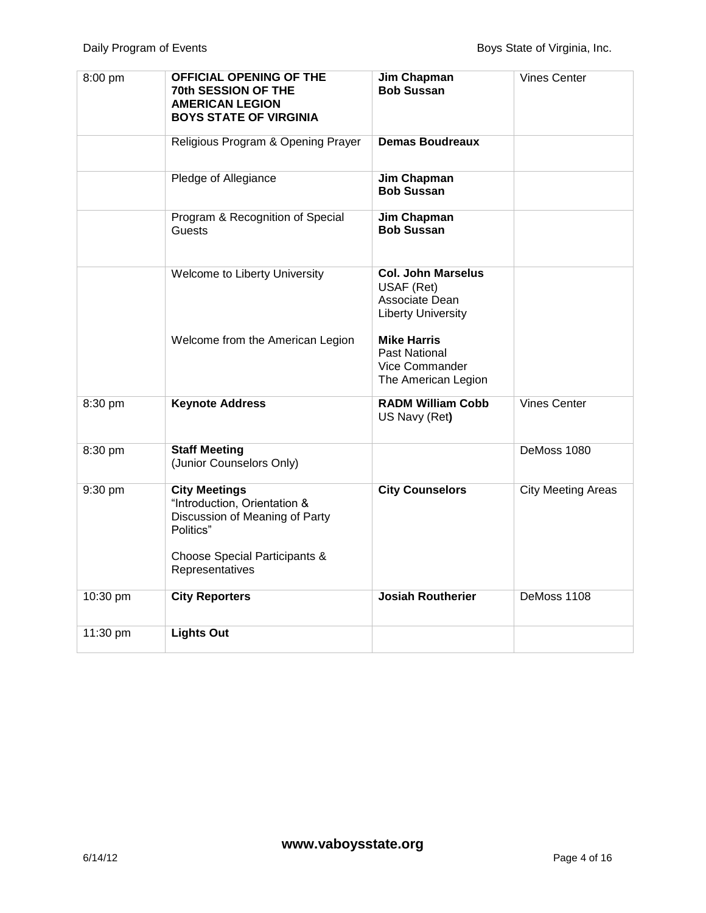| | | | |
|---|---|---|---|
| 8:00 pm | **OFFICIAL OPENING OF THE 70th SESSION OF THE AMERICAN LEGION BOYS STATE OF VIRGINIA** | **Jim Chapman**<br>**Bob Sussan** | Vines Center |
| | Religious Program & Opening Prayer | **Demas Boudreaux** | |
| | Pledge of Allegiance | **Jim Chapman**<br>**Bob Sussan** | |
| | Program & Recognition of Special Guests | **Jim Chapman**<br>**Bob Sussan** | |
| | Welcome to Liberty University<br><br>Welcome from the American Legion | **Col. John Marselus**<br>USAF (Ret)<br>Associate Dean<br>Liberty University<br><br>**Mike Harris**<br>Past National<br>Vice Commander<br>The American Legion | |
| 8:30 pm | **Keynote Address** | **RADM William Cobb**<br>US Navy (Ret**)** | Vines Center |
| 8:30 pm | **Staff Meeting**<br>(Junior Counselors Only) | | DeMoss 1080 |
| 9:30 pm | **City Meetings**<br>"Introduction, Orientation & Discussion of Meaning of Party Politics"<br><br>Choose Special Participants & Representatives | **City Counselors** | City Meeting Areas |
| 10:30 pm | **City Reporters** | **Josiah Routherier** | DeMoss 1108 |
| 11:30 pm | **Lights Out** | | |

**www.vaboysstate.org**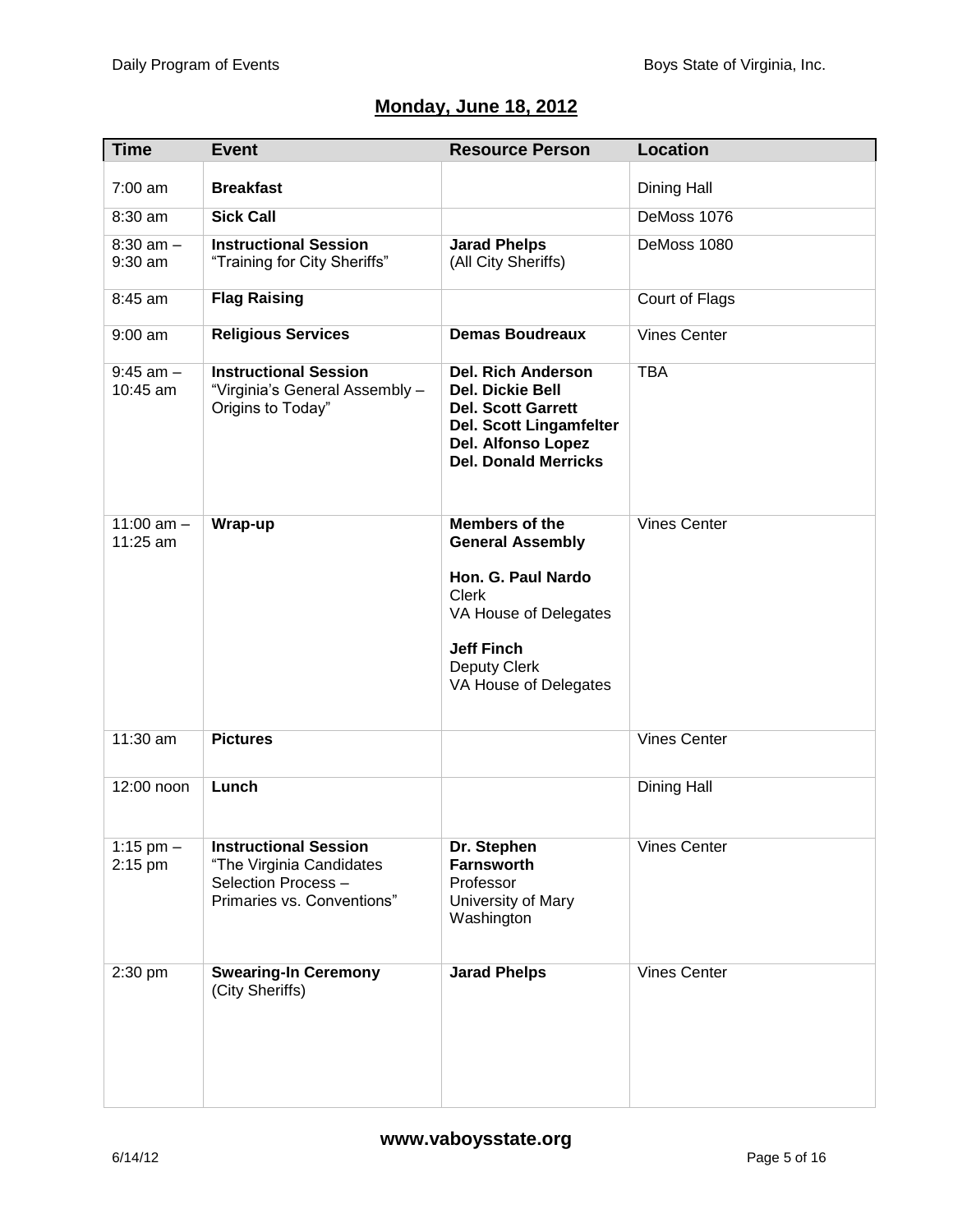## Monday, June 18, 2012

| Time | Event | Resource Person | Location |
|---|---|---|---|
| 7:00 am | **Breakfast** | | Dining Hall |
| 8:30 am | **Sick Call** | | DeMoss 1076 |
| 8:30 am – 9:30 am | **Instructional Session** "Training for City Sheriffs" | **Jarad Phelps** (All City Sheriffs) | DeMoss 1080 |
| 8:45 am | **Flag Raising** | | Court of Flags |
| 9:00 am | **Religious Services** | **Demas Boudreaux** | Vines Center |
| 9:45 am – 10:45 am | **Instructional Session** "Virginia's General Assembly – Origins to Today" | **Del. Rich Anderson** **Del. Dickie Bell** **Del. Scott Garrett** **Del. Scott Lingamfelter** **Del. Alfonso Lopez** **Del. Donald Merricks** | TBA |
| 11:00 am – 11:25 am | **Wrap-up** | **Members of the General Assembly** **Hon. G. Paul Nardo** Clerk VA House of Delegates **Jeff Finch** Deputy Clerk VA House of Delegates | Vines Center |
| 11:30 am | **Pictures** | | Vines Center |
| 12:00 noon | **Lunch** | | Dining Hall |
| 1:15 pm – 2:15 pm | **Instructional Session** "The Virginia Candidates Selection Process – Primaries vs. Conventions" | **Dr. Stephen Farnsworth** Professor University of Mary Washington | Vines Center |
| 2:30 pm | **Swearing-In Ceremony** (City Sheriffs) | **Jarad Phelps** | Vines Center |

**www.vaboysstate.org**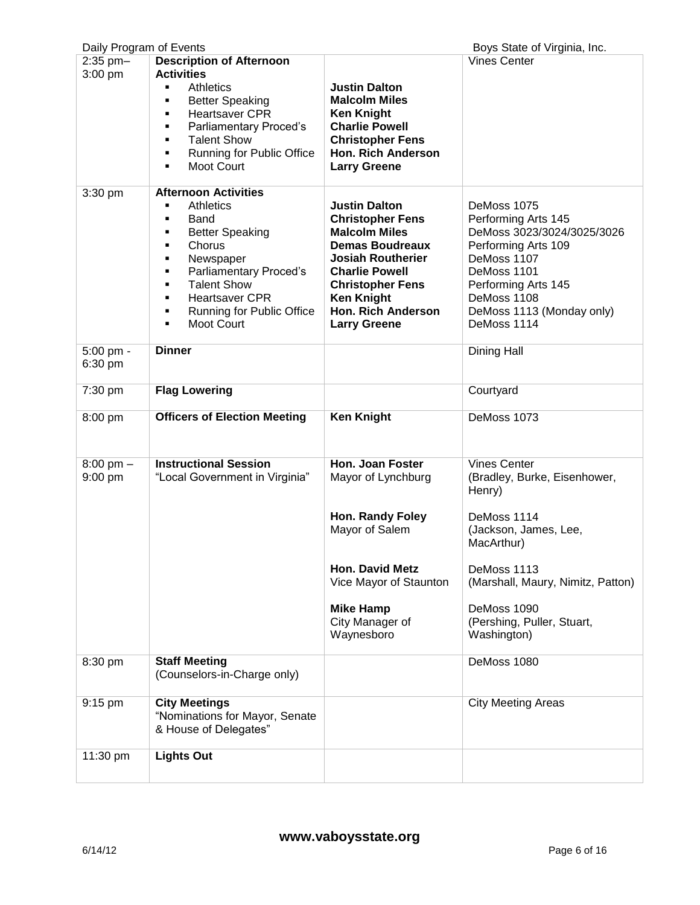| | | | |
|---|---|---|---|
| 2:35 pm–3:00 pm | **Description of Afternoon Activities**<br>▪ Athletics<br>▪ Better Speaking<br>▪ Heartsaver CPR<br>▪ Parliamentary Proced's<br>▪ Talent Show<br>▪ Running for Public Office<br>▪ Moot Court | **Justin Dalton**<br>**Malcolm Miles**<br>**Ken Knight**<br>**Charlie Powell**<br>**Christopher Fens**<br>**Hon. Rich Anderson**<br>**Larry Greene** | Vines Center |
| 3:30 pm | **Afternoon Activities**<br>▪ Athletics<br>▪ Band<br>▪ Better Speaking<br>▪ Chorus<br>▪ Newspaper<br>▪ Parliamentary Proced's<br>▪ Talent Show<br>▪ Heartsaver CPR<br>▪ Running for Public Office<br>▪ Moot Court | **Justin Dalton**<br>**Christopher Fens**<br>**Malcolm Miles**<br>**Demas Boudreaux**<br>**Josiah Routherier**<br>**Charlie Powell**<br>**Christopher Fens**<br>**Ken Knight**<br>**Hon. Rich Anderson**<br>**Larry Greene** | DeMoss 1075<br>Performing Arts 145<br>DeMoss 3023/3024/3025/3026<br>Performing Arts 109<br>DeMoss 1107<br>DeMoss 1101<br>Performing Arts 145<br>DeMoss 1108<br>DeMoss 1113 (Monday only)<br>DeMoss 1114 |
| 5:00 pm - 6:30 pm | **Dinner** | | Dining Hall |
| 7:30 pm | **Flag Lowering** | | Courtyard |
| 8:00 pm | **Officers of Election Meeting** | **Ken Knight** | DeMoss 1073 |
| 8:00 pm – 9:00 pm | **Instructional Session**<br>"Local Government in Virginia" | **Hon. Joan Foster**<br>Mayor of Lynchburg<br><br>**Hon. Randy Foley**<br>Mayor of Salem<br><br>**Hon. David Metz**<br>Vice Mayor of Staunton<br><br>**Mike Hamp**<br>City Manager of Waynesboro | Vines Center<br>(Bradley, Burke, Eisenhower, Henry)<br><br>DeMoss 1114<br>(Jackson, James, Lee, MacArthur)<br><br>DeMoss 1113<br>(Marshall, Maury, Nimitz, Patton)<br><br>DeMoss 1090<br>(Pershing, Puller, Stuart, Washington) |
| 8:30 pm | **Staff Meeting**<br>(Counselors-in-Charge only) | | DeMoss 1080 |
| 9:15 pm | **City Meetings**<br>"Nominations for Mayor, Senate & House of Delegates" | | City Meeting Areas |
| 11:30 pm | **Lights Out** | | |

**www.vaboysstate.org**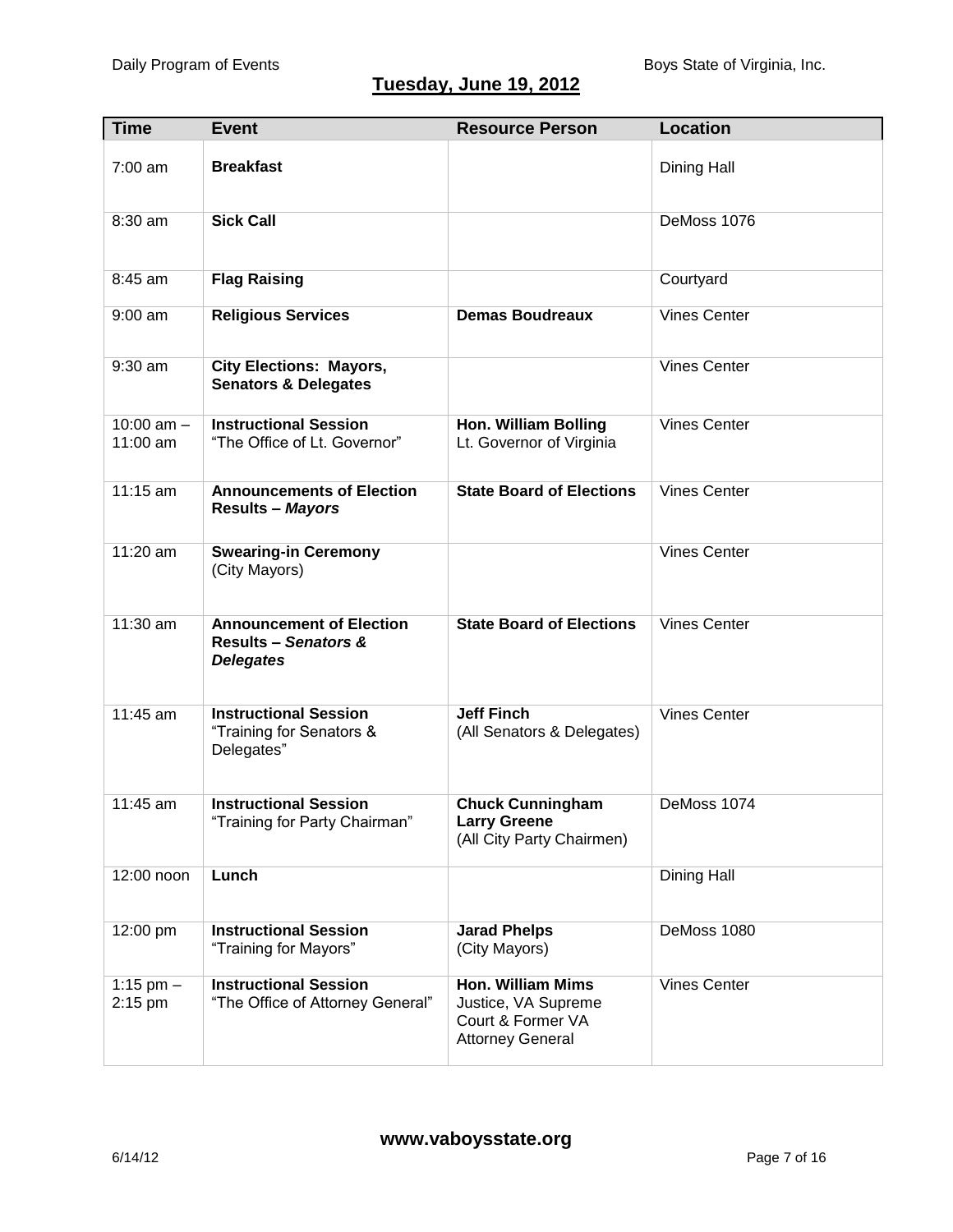## Tuesday, June 19, 2012

| Time | Event | Resource Person | Location |
|---|---|---|---|
| 7:00 am | **Breakfast** | | Dining Hall |
| 8:30 am | **Sick Call** | | DeMoss 1076 |
| 8:45 am | **Flag Raising** | | Courtyard |
| 9:00 am | **Religious Services** | **Demas Boudreaux** | Vines Center |
| 9:30 am | **City Elections: Mayors, Senators & Delegates** | | Vines Center |
| 10:00 am – 11:00 am | **Instructional Session** "The Office of Lt. Governor" | **Hon. William Bolling** Lt. Governor of Virginia | Vines Center |
| 11:15 am | **Announcements of Election Results – *Mayors*** | **State Board of Elections** | Vines Center |
| 11:20 am | **Swearing-in Ceremony** (City Mayors) | | Vines Center |
| 11:30 am | **Announcement of Election Results – *Senators & Delegates*** | **State Board of Elections** | Vines Center |
| 11:45 am | **Instructional Session** "Training for Senators & Delegates" | **Jeff Finch** (All Senators & Delegates) | Vines Center |
| 11:45 am | **Instructional Session** "Training for Party Chairman" | **Chuck Cunningham** **Larry Greene** (All City Party Chairmen) | DeMoss 1074 |
| 12:00 noon | **Lunch** | | Dining Hall |
| 12:00 pm | **Instructional Session** "Training for Mayors" | **Jarad Phelps** (City Mayors) | DeMoss 1080 |
| 1:15 pm – 2:15 pm | **Instructional Session** "The Office of Attorney General" | **Hon. William Mims** Justice, VA Supreme Court & Former VA Attorney General | Vines Center |

**www.vaboysstate.org**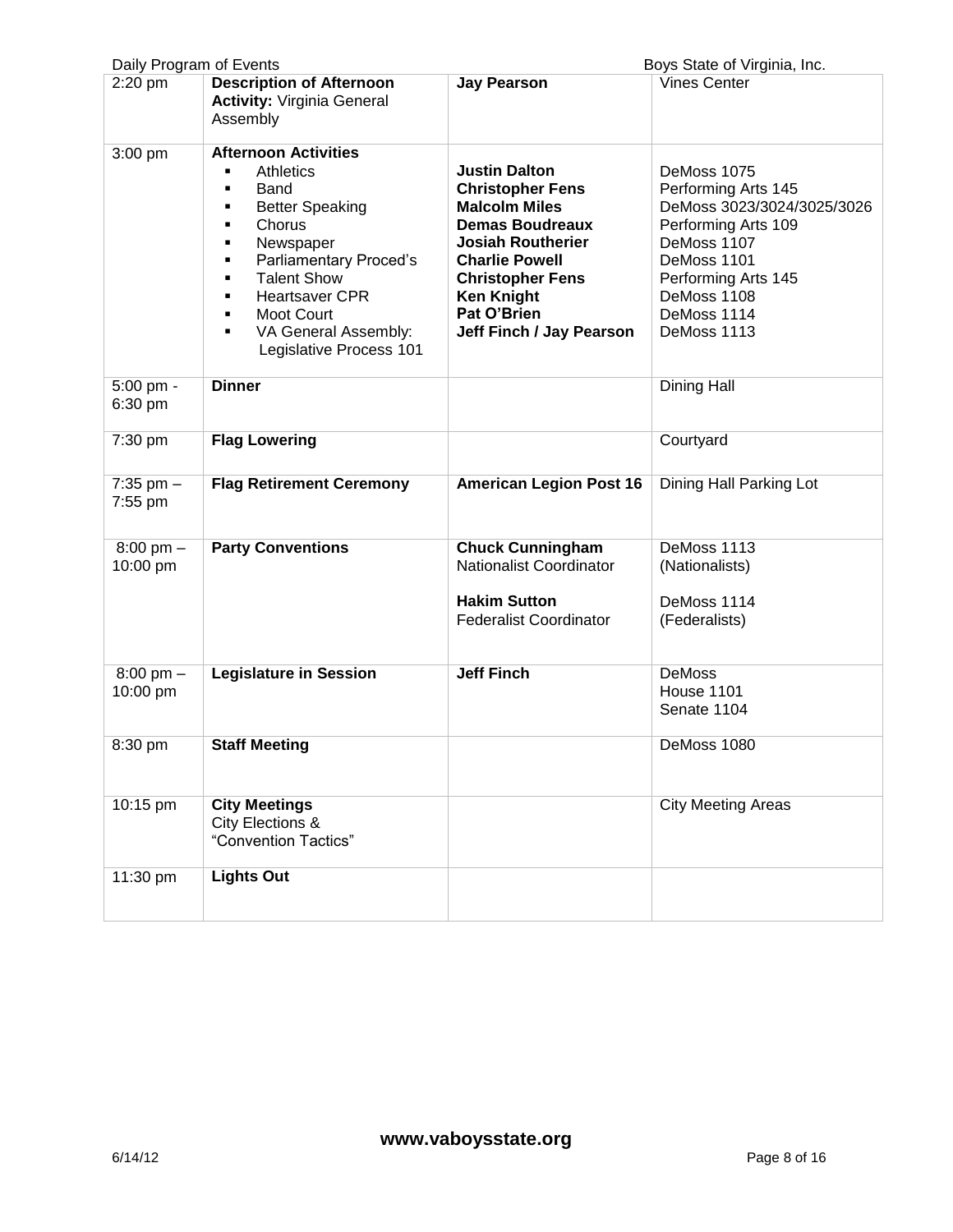| Time | Event | Person | Location |
|---|---|---|---|
| 2:20 pm | **Description of Afternoon Activity:** Virginia General Assembly | **Jay Pearson** | Vines Center |
| 3:00 pm | **Afternoon Activities**<br>▪ Athletics<br>▪ Band<br>▪ Better Speaking<br>▪ Chorus<br>▪ Newspaper<br>▪ Parliamentary Proced's<br>▪ Talent Show<br>▪ Heartsaver CPR<br>▪ Moot Court<br>▪ VA General Assembly: Legislative Process 101 | <br>**Justin Dalton**<br>**Christopher Fens**<br>**Malcolm Miles**<br>**Demas Boudreaux**<br>**Josiah Routherier**<br>**Charlie Powell**<br>**Christopher Fens**<br>**Ken Knight**<br>**Pat O'Brien**<br>**Jeff Finch / Jay Pearson** | <br>DeMoss 1075<br>Performing Arts 145<br>DeMoss 3023/3024/3025/3026<br>Performing Arts 109<br>DeMoss 1107<br>DeMoss 1101<br>Performing Arts 145<br>DeMoss 1108<br>DeMoss 1114<br>DeMoss 1113 |
| 5:00 pm - 6:30 pm | **Dinner** | | Dining Hall |
| 7:30 pm | **Flag Lowering** | | Courtyard |
| 7:35 pm – 7:55 pm | **Flag Retirement Ceremony** | **American Legion Post 16** | Dining Hall Parking Lot |
| 8:00 pm – 10:00 pm | **Party Conventions** | **Chuck Cunningham**<br>Nationalist Coordinator<br><br>**Hakim Sutton**<br>Federalist Coordinator | DeMoss 1113<br>(Nationalists)<br><br>DeMoss 1114<br>(Federalists) |
| 8:00 pm – 10:00 pm | **Legislature in Session** | **Jeff Finch** | DeMoss<br>House 1101<br>Senate 1104 |
| 8:30 pm | **Staff Meeting** | | DeMoss 1080 |
| 10:15 pm | **City Meetings**<br>City Elections &<br>"Convention Tactics" | | City Meeting Areas |
| 11:30 pm | **Lights Out** | | |

**www.vaboysstate.org**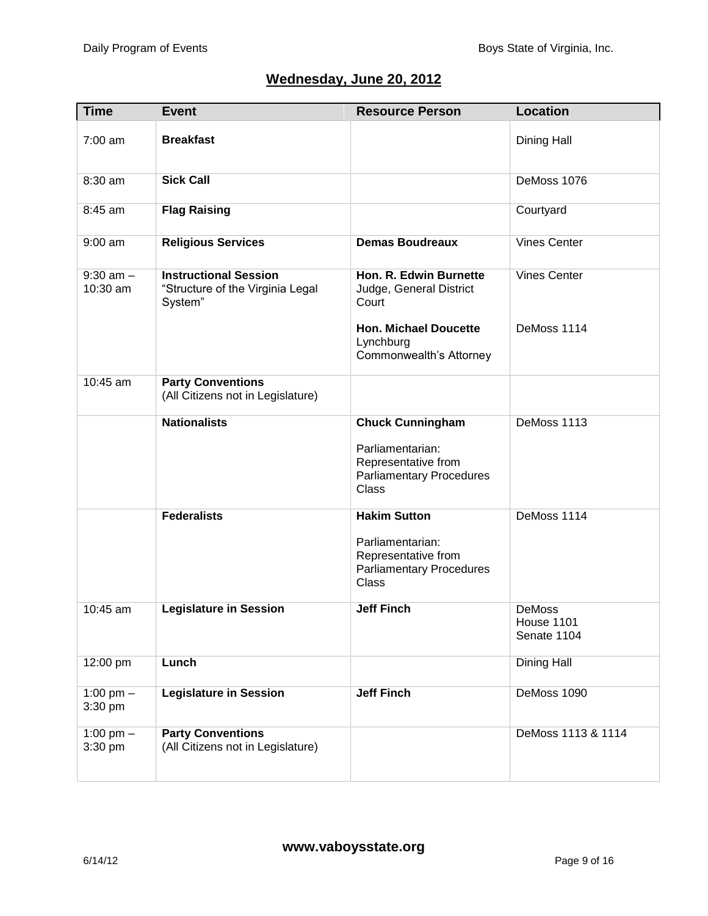## Wednesday, June 20, 2012

| Time | Event | Resource Person | Location |
|---|---|---|---|
| 7:00 am | **Breakfast** | | Dining Hall |
| 8:30 am | **Sick Call** | | DeMoss 1076 |
| 8:45 am | **Flag Raising** | | Courtyard |
| 9:00 am | **Religious Services** | **Demas Boudreaux** | Vines Center |
| 9:30 am – 10:30 am | **Instructional Session** "Structure of the Virginia Legal System" | **Hon. R. Edwin Burnette** Judge, General District Court | Vines Center |
| | | **Hon. Michael Doucette** Lynchburg Commonwealth's Attorney | DeMoss 1114 |
| 10:45 am | **Party Conventions** (All Citizens not in Legislature) | | |
| | **Nationalists** | **Chuck Cunningham** Parliamentarian: Representative from Parliamentary Procedures Class | DeMoss 1113 |
| | **Federalists** | **Hakim Sutton** Parliamentarian: Representative from Parliamentary Procedures Class | DeMoss 1114 |
| 10:45 am | **Legislature in Session** | **Jeff Finch** | DeMoss House 1101 Senate 1104 |
| 12:00 pm | **Lunch** | | Dining Hall |
| 1:00 pm – 3:30 pm | **Legislature in Session** | **Jeff Finch** | DeMoss 1090 |
| 1:00 pm – 3:30 pm | **Party Conventions** (All Citizens not in Legislature) | | DeMoss 1113 & 1114 |

**www.vaboysstate.org**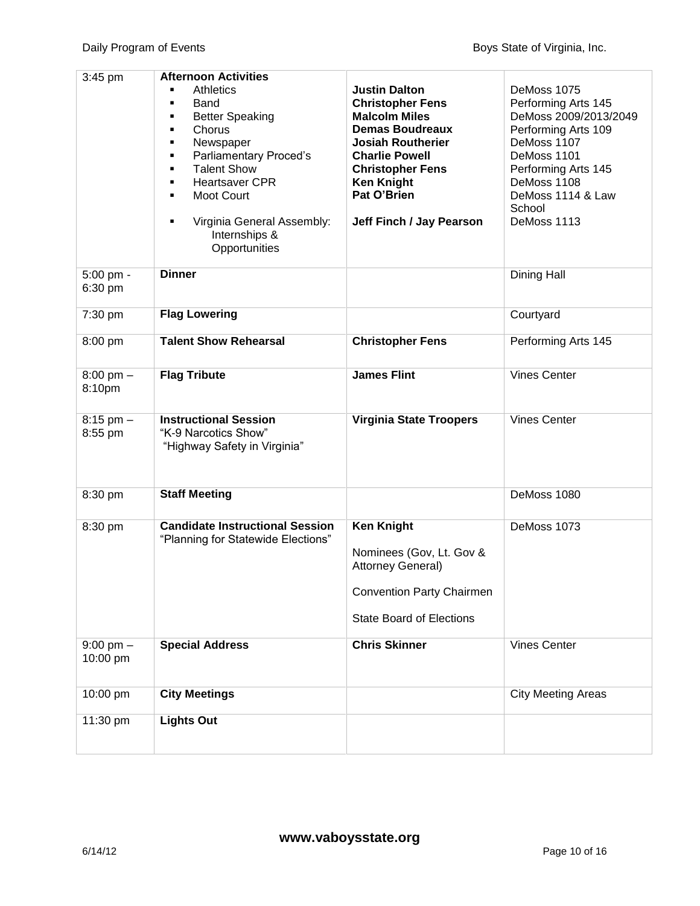| | | | |
|---|---|---|---|
| 3:45 pm | **Afternoon Activities**<br>▪ Athletics<br>▪ Band<br>▪ Better Speaking<br>▪ Chorus<br>▪ Newspaper<br>▪ Parliamentary Proced's<br>▪ Talent Show<br>▪ Heartsaver CPR<br>▪ Moot Court<br>▪ Virginia General Assembly: Internships & Opportunities | **Justin Dalton**<br>**Christopher Fens**<br>**Malcolm Miles**<br>**Demas Boudreaux**<br>**Josiah Routherier**<br>**Charlie Powell**<br>**Christopher Fens**<br>**Ken Knight**<br>**Pat O'Brien**<br>**Jeff Finch / Jay Pearson** | DeMoss 1075<br>Performing Arts 145<br>DeMoss 2009/2013/2049<br>Performing Arts 109<br>DeMoss 1107<br>DeMoss 1101<br>Performing Arts 145<br>DeMoss 1108<br>DeMoss 1114 & Law School<br>DeMoss 1113 |
| 5:00 pm - 6:30 pm | **Dinner** | | Dining Hall |
| 7:30 pm | **Flag Lowering** | | Courtyard |
| 8:00 pm | **Talent Show Rehearsal** | **Christopher Fens** | Performing Arts 145 |
| 8:00 pm – 8:10pm | **Flag Tribute** | **James Flint** | Vines Center |
| 8:15 pm – 8:55 pm | **Instructional Session**<br>"K-9 Narcotics Show"<br>"Highway Safety in Virginia" | **Virginia State Troopers** | Vines Center |
| 8:30 pm | **Staff Meeting** | | DeMoss 1080 |
| 8:30 pm | **Candidate Instructional Session**<br>"Planning for Statewide Elections" | **Ken Knight**<br>Nominees (Gov, Lt. Gov & Attorney General)<br>Convention Party Chairmen<br>State Board of Elections | DeMoss 1073 |
| 9:00 pm – 10:00 pm | **Special Address** | **Chris Skinner** | Vines Center |
| 10:00 pm | **City Meetings** | | City Meeting Areas |
| 11:30 pm | **Lights Out** | | |

www.vaboysstate.org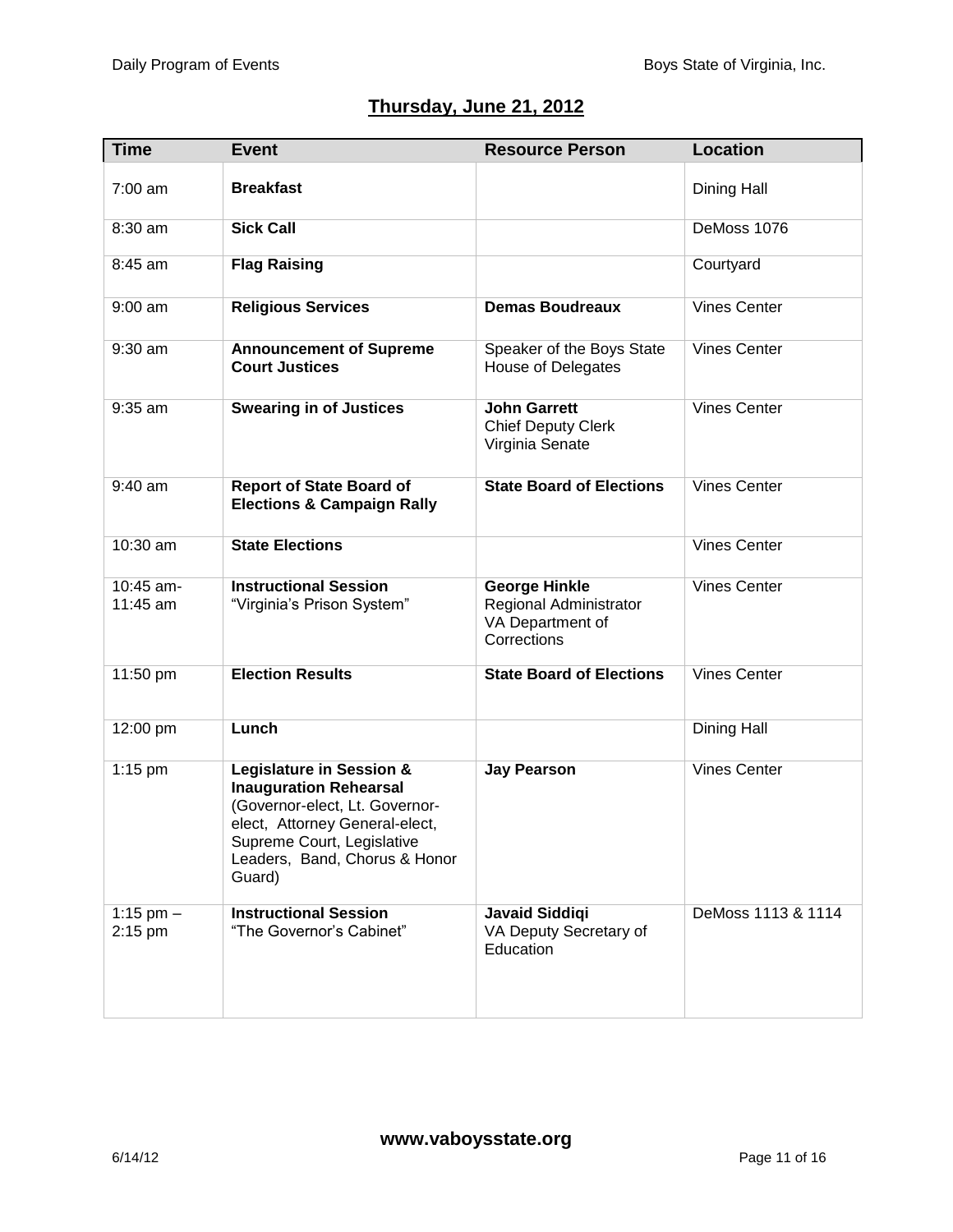## Thursday, June 21, 2012

| Time | Event | Resource Person | Location |
|---|---|---|---|
| 7:00 am | **Breakfast** | | Dining Hall |
| 8:30 am | **Sick Call** | | DeMoss 1076 |
| 8:45 am | **Flag Raising** | | Courtyard |
| 9:00 am | **Religious Services** | **Demas Boudreaux** | Vines Center |
| 9:30 am | **Announcement of Supreme Court Justices** | Speaker of the Boys State House of Delegates | Vines Center |
| 9:35 am | **Swearing in of Justices** | **John Garrett** Chief Deputy Clerk Virginia Senate | Vines Center |
| 9:40 am | **Report of State Board of Elections & Campaign Rally** | **State Board of Elections** | Vines Center |
| 10:30 am | **State Elections** | | Vines Center |
| 10:45 am-11:45 am | **Instructional Session** "Virginia's Prison System" | **George Hinkle** Regional Administrator VA Department of Corrections | Vines Center |
| 11:50 pm | **Election Results** | **State Board of Elections** | Vines Center |
| 12:00 pm | **Lunch** | | Dining Hall |
| 1:15 pm | **Legislature in Session & Inauguration Rehearsal** (Governor-elect, Lt. Governor-elect, Attorney General-elect, Supreme Court, Legislative Leaders, Band, Chorus & Honor Guard) | **Jay Pearson** | Vines Center |
| 1:15 pm – 2:15 pm | **Instructional Session** "The Governor's Cabinet" | **Javaid Siddiqi** VA Deputy Secretary of Education | DeMoss 1113 & 1114 |

www.vaboysstate.org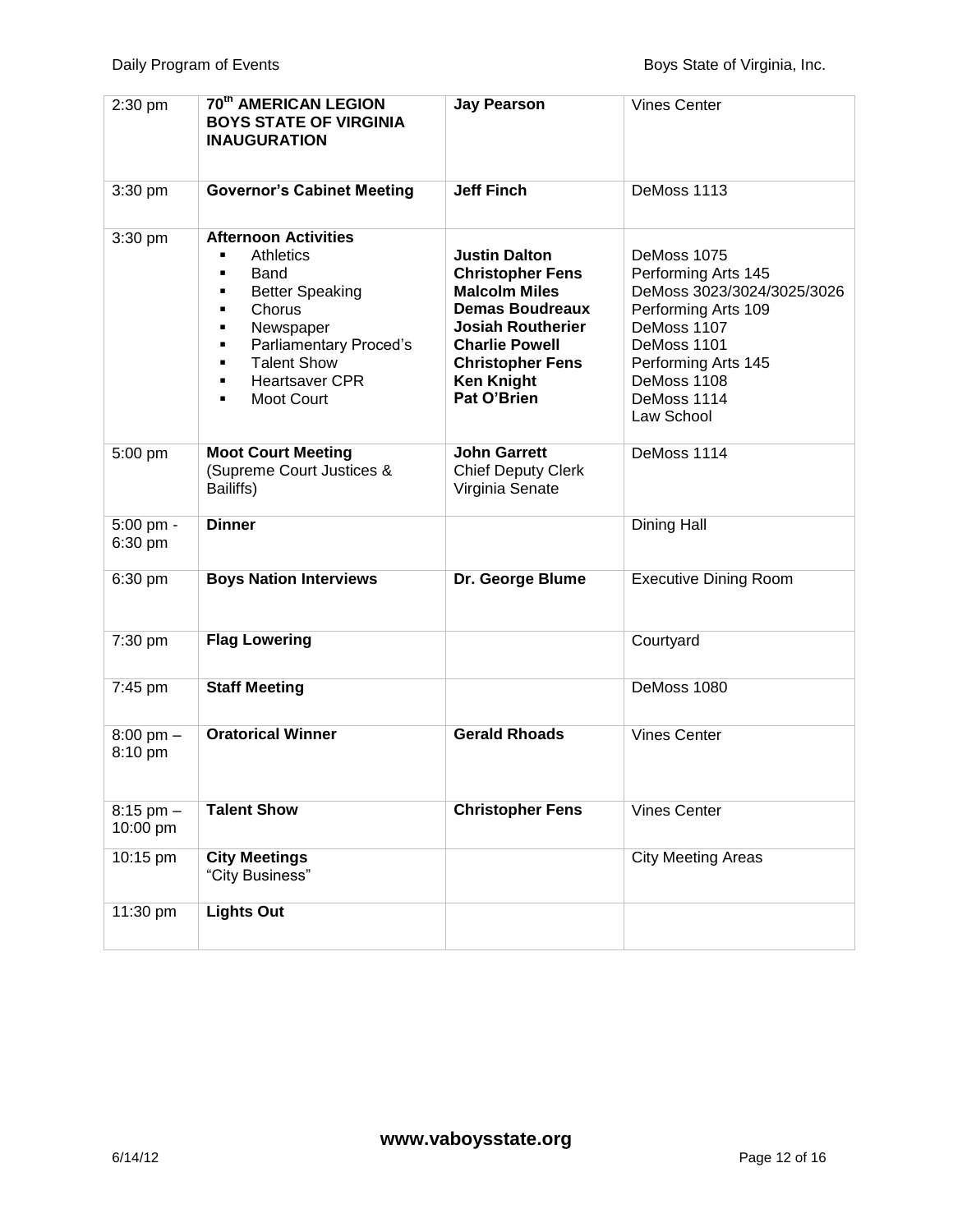| | | | |
|---|---|---|---|
| 2:30 pm | **70th AMERICAN LEGION BOYS STATE OF VIRGINIA INAUGURATION** | **Jay Pearson** | Vines Center |
| 3:30 pm | **Governor's Cabinet Meeting** | **Jeff Finch** | DeMoss 1113 |
| 3:30 pm | **Afternoon Activities**<br>▪ Athletics<br>▪ Band<br>▪ Better Speaking<br>▪ Chorus<br>▪ Newspaper<br>▪ Parliamentary Proced's<br>▪ Talent Show<br>▪ Heartsaver CPR<br>▪ Moot Court | <br>**Justin Dalton**<br>**Christopher Fens**<br>**Malcolm Miles**<br>**Demas Boudreaux**<br>**Josiah Routherier**<br>**Charlie Powell**<br>**Christopher Fens**<br>**Ken Knight**<br>**Pat O'Brien** | <br>DeMoss 1075<br>Performing Arts 145<br>DeMoss 3023/3024/3025/3026<br>Performing Arts 109<br>DeMoss 1107<br>DeMoss 1101<br>Performing Arts 145<br>DeMoss 1108<br>DeMoss 1114<br>Law School |
| 5:00 pm | **Moot Court Meeting** (Supreme Court Justices & Bailiffs) | **John Garrett** Chief Deputy Clerk Virginia Senate | DeMoss 1114 |
| 5:00 pm - 6:30 pm | **Dinner** | | Dining Hall |
| 6:30 pm | **Boys Nation Interviews** | **Dr. George Blume** | Executive Dining Room |
| 7:30 pm | **Flag Lowering** | | Courtyard |
| 7:45 pm | **Staff Meeting** | | DeMoss 1080 |
| 8:00 pm – 8:10 pm | **Oratorical Winner** | **Gerald Rhoads** | Vines Center |
| 8:15 pm – 10:00 pm | **Talent Show** | **Christopher Fens** | Vines Center |
| 10:15 pm | **City Meetings** "City Business" | | City Meeting Areas |
| 11:30 pm | **Lights Out** | | |

www.vaboysstate.org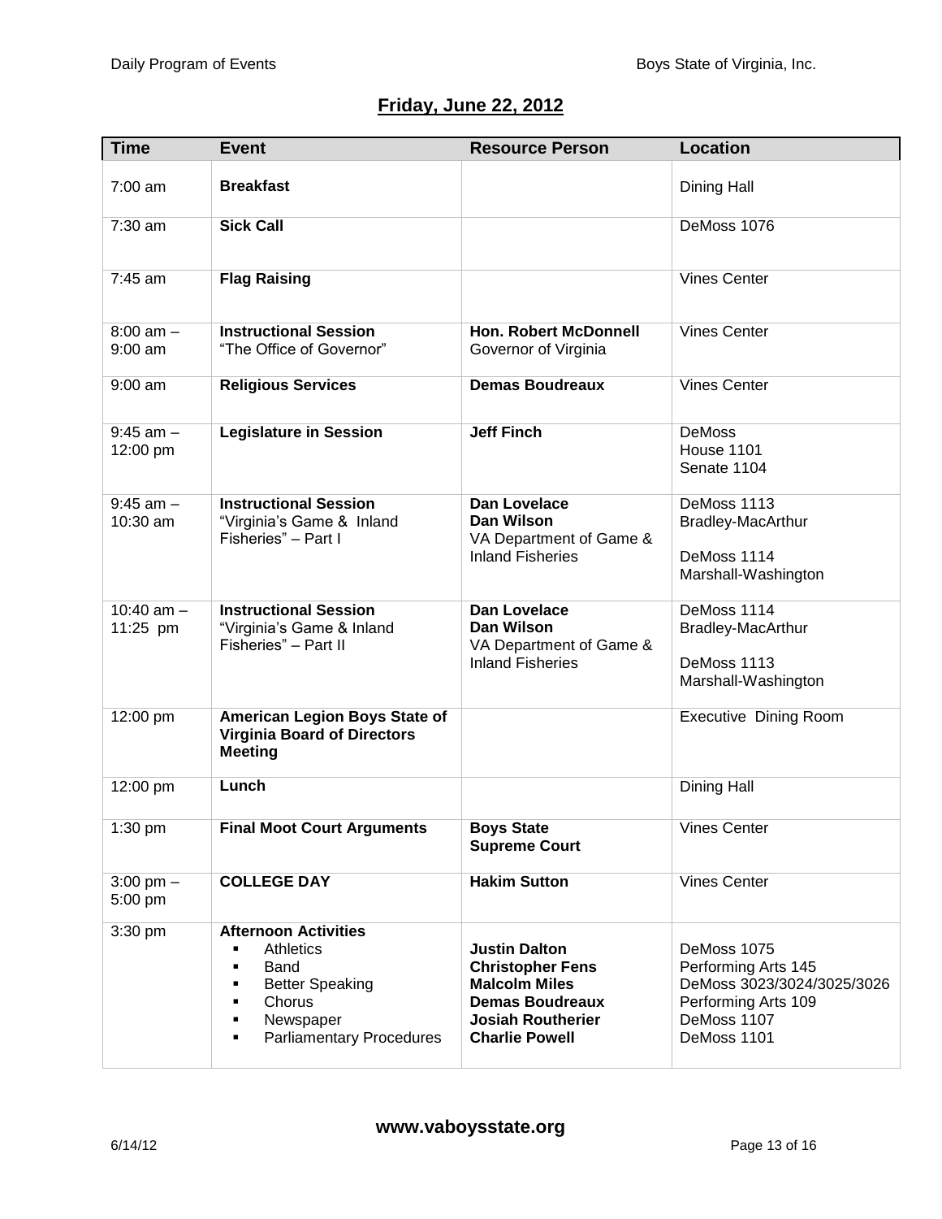## Friday, June 22, 2012

| Time | Event | Resource Person | Location |
|---|---|---|---|
| 7:00 am | **Breakfast** | | Dining Hall |
| 7:30 am | **Sick Call** | | DeMoss 1076 |
| 7:45 am | **Flag Raising** | | Vines Center |
| 8:00 am – 9:00 am | **Instructional Session**<br>"The Office of Governor" | **Hon. Robert McDonnell**<br>Governor of Virginia | Vines Center |
| 9:00 am | **Religious Services** | **Demas Boudreaux** | Vines Center |
| 9:45 am – 12:00 pm | **Legislature in Session** | **Jeff Finch** | DeMoss<br>House 1101<br>Senate 1104 |
| 9:45 am – 10:30 am | **Instructional Session**<br>"Virginia's Game & Inland Fisheries" – Part I | **Dan Lovelace**<br>**Dan Wilson**<br>VA Department of Game & Inland Fisheries | DeMoss 1113<br>Bradley-MacArthur<br><br>DeMoss 1114<br>Marshall-Washington |
| 10:40 am – 11:25 pm | **Instructional Session**<br>"Virginia's Game & Inland Fisheries" – Part II | **Dan Lovelace**<br>**Dan Wilson**<br>VA Department of Game & Inland Fisheries | DeMoss 1114<br>Bradley-MacArthur<br><br>DeMoss 1113<br>Marshall-Washington |
| 12:00 pm | **American Legion Boys State of Virginia Board of Directors Meeting** | | Executive Dining Room |
| 12:00 pm | **Lunch** | | Dining Hall |
| 1:30 pm | **Final Moot Court Arguments** | **Boys State Supreme Court** | Vines Center |
| 3:00 pm – 5:00 pm | **COLLEGE DAY** | **Hakim Sutton** | Vines Center |
| 3:30 pm | **Afternoon Activities**<br>▪ Athletics<br>▪ Band<br>▪ Better Speaking<br>▪ Chorus<br>▪ Newspaper<br>▪ Parliamentary Procedures | <br>**Justin Dalton**<br>**Christopher Fens**<br>**Malcolm Miles**<br>**Demas Boudreaux**<br>**Josiah Routherier**<br>**Charlie Powell** | <br>DeMoss 1075<br>Performing Arts 145<br>DeMoss 3023/3024/3025/3026<br>Performing Arts 109<br>DeMoss 1107<br>DeMoss 1101 |

**www.vaboysstate.org**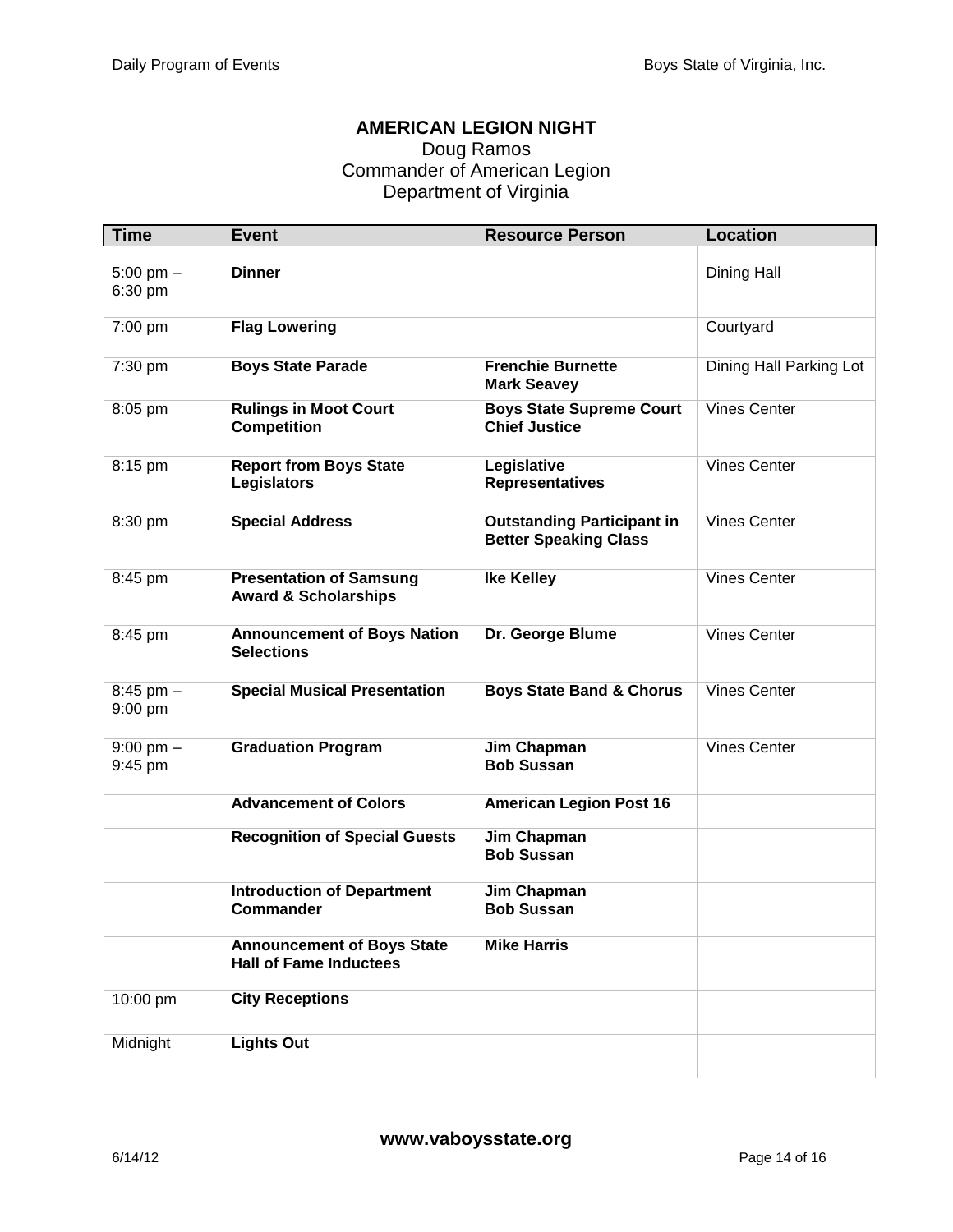## AMERICAN LEGION NIGHT

Doug Ramos
Commander of American Legion
Department of Virginia

| Time | Event | Resource Person | Location |
|---|---|---|---|
| 5:00 pm – 6:30 pm | **Dinner** | | Dining Hall |
| 7:00 pm | **Flag Lowering** | | Courtyard |
| 7:30 pm | **Boys State Parade** | **Frenchie Burnette**<br>**Mark Seavey** | Dining Hall Parking Lot |
| 8:05 pm | **Rulings in Moot Court Competition** | **Boys State Supreme Court Chief Justice** | Vines Center |
| 8:15 pm | **Report from Boys State Legislators** | **Legislative Representatives** | Vines Center |
| 8:30 pm | **Special Address** | **Outstanding Participant in Better Speaking Class** | Vines Center |
| 8:45 pm | **Presentation of Samsung Award & Scholarships** | **Ike Kelley** | Vines Center |
| 8:45 pm | **Announcement of Boys Nation Selections** | **Dr. George Blume** | Vines Center |
| 8:45 pm – 9:00 pm | **Special Musical Presentation** | **Boys State Band & Chorus** | Vines Center |
| 9:00 pm – 9:45 pm | **Graduation Program** | **Jim Chapman**<br>**Bob Sussan** | Vines Center |
| | **Advancement of Colors** | **American Legion Post 16** | |
| | **Recognition of Special Guests** | **Jim Chapman**<br>**Bob Sussan** | |
| | **Introduction of Department Commander** | **Jim Chapman**<br>**Bob Sussan** | |
| | **Announcement of Boys State Hall of Fame Inductees** | **Mike Harris** | |
| 10:00 pm | **City Receptions** | | |
| Midnight | **Lights Out** | | |

**www.vaboysstate.org**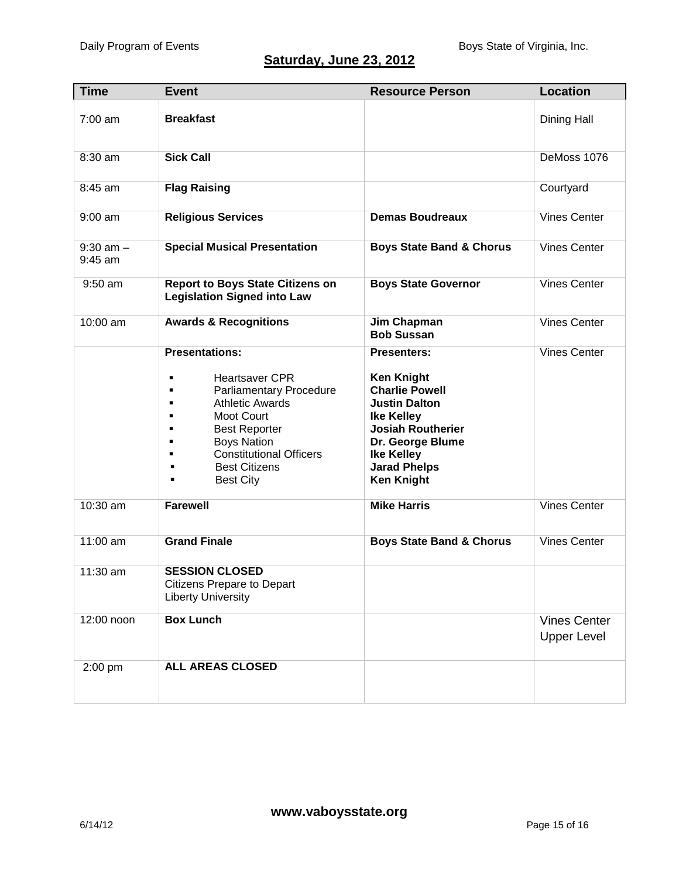## Saturday, June 23, 2012

| Time | Event | Resource Person | Location |
|---|---|---|---|
| 7:00 am | **Breakfast** | | Dining Hall |
| 8:30 am | **Sick Call** | | DeMoss 1076 |
| 8:45 am | **Flag Raising** | | Courtyard |
| 9:00 am | **Religious Services** | **Demas Boudreaux** | Vines Center |
| 9:30 am – 9:45 am | **Special Musical Presentation** | **Boys State Band & Chorus** | Vines Center |
| 9:50 am | **Report to Boys State Citizens on Legislation Signed into Law** | **Boys State Governor** | Vines Center |
| 10:00 am | **Awards & Recognitions** | **Jim Chapman**<br>**Bob Sussan** | Vines Center |
| | **Presentations:**<br>▪ Heartsaver CPR<br>▪ Parliamentary Procedure<br>▪ Athletic Awards<br>▪ Moot Court<br>▪ Best Reporter<br>▪ Boys Nation<br>▪ Constitutional Officers<br>▪ Best Citizens<br>▪ Best City | **Presenters:**<br>**Ken Knight**<br>**Charlie Powell**<br>**Justin Dalton**<br>**Ike Kelley**<br>**Josiah Routherier**<br>**Dr. George Blume**<br>**Ike Kelley**<br>**Jarad Phelps**<br>**Ken Knight** | Vines Center |
| 10:30 am | **Farewell** | **Mike Harris** | Vines Center |
| 11:00 am | **Grand Finale** | **Boys State Band & Chorus** | Vines Center |
| 11:30 am | **SESSION CLOSED**<br>Citizens Prepare to Depart<br>Liberty University | | |
| 12:00 noon | **Box Lunch** | | Vines Center<br>Upper Level |
| 2:00 pm | **ALL AREAS CLOSED** | | |

**www.vaboysstate.org**

6/14/12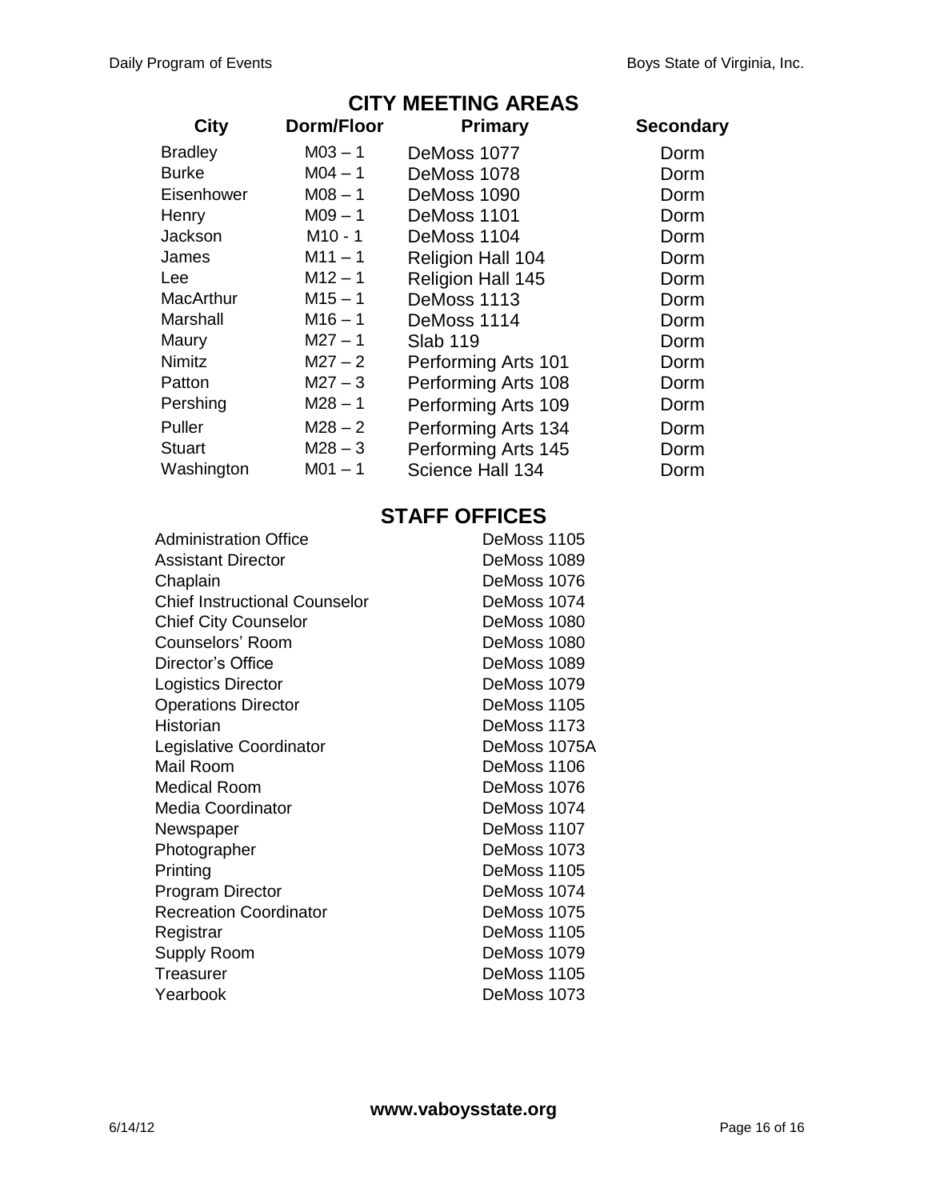## CITY MEETING AREAS

| City | Dorm/Floor | Primary | Secondary |
|---|---|---|---|
| Bradley | M03 – 1 | DeMoss 1077 | Dorm |
| Burke | M04 – 1 | DeMoss 1078 | Dorm |
| Eisenhower | M08 – 1 | DeMoss 1090 | Dorm |
| Henry | M09 – 1 | DeMoss 1101 | Dorm |
| Jackson | M10 - 1 | DeMoss 1104 | Dorm |
| James | M11 – 1 | Religion Hall 104 | Dorm |
| Lee | M12 – 1 | Religion Hall 145 | Dorm |
| MacArthur | M15 – 1 | DeMoss 1113 | Dorm |
| Marshall | M16 – 1 | DeMoss 1114 | Dorm |
| Maury | M27 – 1 | Slab 119 | Dorm |
| Nimitz | M27 – 2 | Performing Arts 101 | Dorm |
| Patton | M27 – 3 | Performing Arts 108 | Dorm |
| Pershing | M28 – 1 | Performing Arts 109 | Dorm |
| Puller | M28 – 2 | Performing Arts 134 | Dorm |
| Stuart | M28 – 3 | Performing Arts 145 | Dorm |
| Washington | M01 – 1 | Science Hall 134 | Dorm |

## STAFF OFFICES

| | |
|---|---|
| Administration Office | DeMoss 1105 |
| Assistant Director | DeMoss 1089 |
| Chaplain | DeMoss 1076 |
| Chief Instructional Counselor | DeMoss 1074 |
| Chief City Counselor | DeMoss 1080 |
| Counselors' Room | DeMoss 1080 |
| Director's Office | DeMoss 1089 |
| Logistics Director | DeMoss 1079 |
| Operations Director | DeMoss 1105 |
| Historian | DeMoss 1173 |
| Legislative Coordinator | DeMoss 1075A |
| Mail Room | DeMoss 1106 |
| Medical Room | DeMoss 1076 |
| Media Coordinator | DeMoss 1074 |
| Newspaper | DeMoss 1107 |
| Photographer | DeMoss 1073 |
| Printing | DeMoss 1105 |
| Program Director | DeMoss 1074 |
| Recreation Coordinator | DeMoss 1075 |
| Registrar | DeMoss 1105 |
| Supply Room | DeMoss 1079 |
| Treasurer | DeMoss 1105 |
| Yearbook | DeMoss 1073 |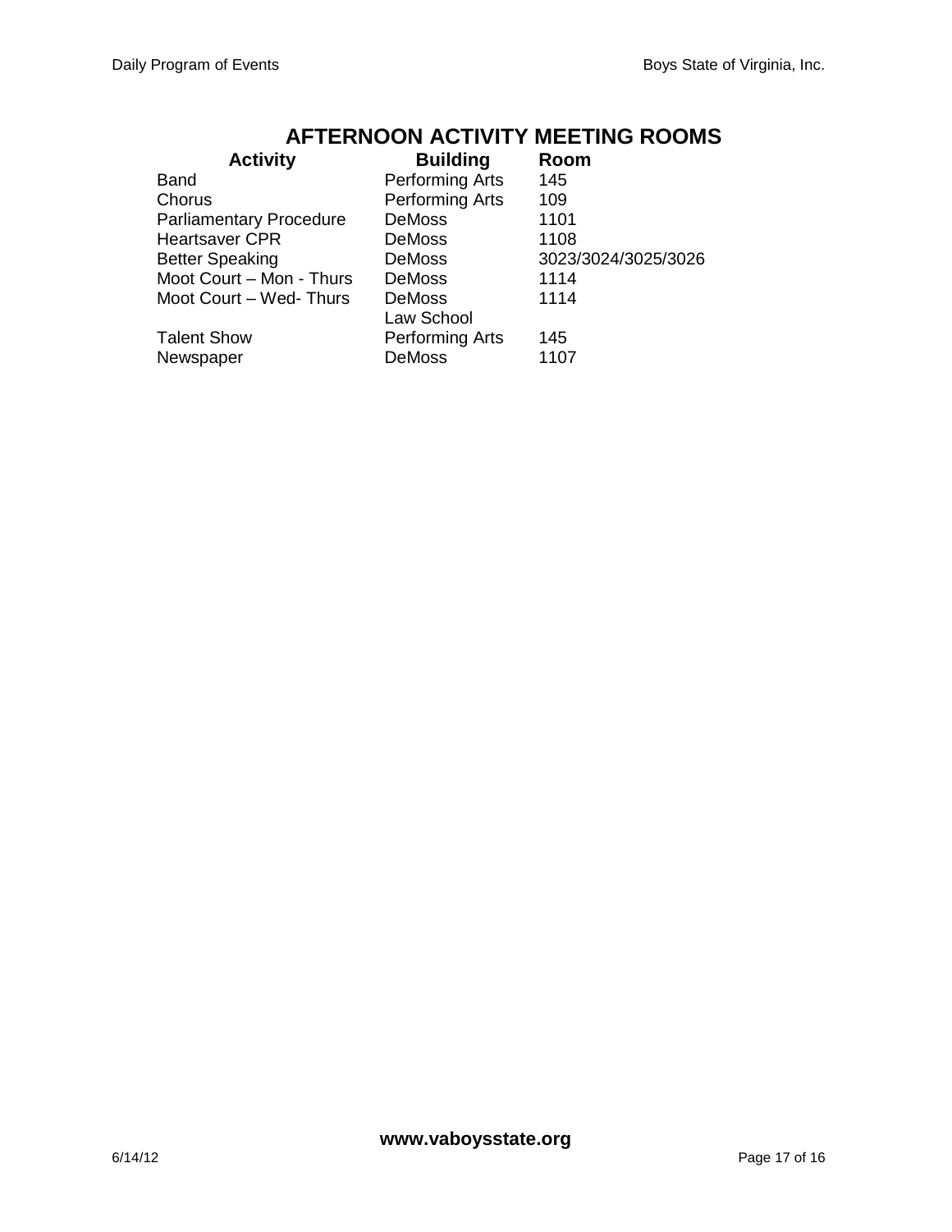## AFTERNOON ACTIVITY MEETING ROOMS

| Activity | Building | Room |
|---|---|---|
| Band | Performing Arts | 145 |
| Chorus | Performing Arts | 109 |
| Parliamentary Procedure | DeMoss | 1101 |
| Heartsaver CPR | DeMoss | 1108 |
| Better Speaking | DeMoss | 3023/3024/3025/3026 |
| Moot Court – Mon - Thurs | DeMoss | 1114 |
| Moot Court – Wed- Thurs | DeMoss<br>Law School | 1114 |
| Talent Show | Performing Arts | 145 |
| Newspaper | DeMoss | 1107 |

www.vaboysstate.org